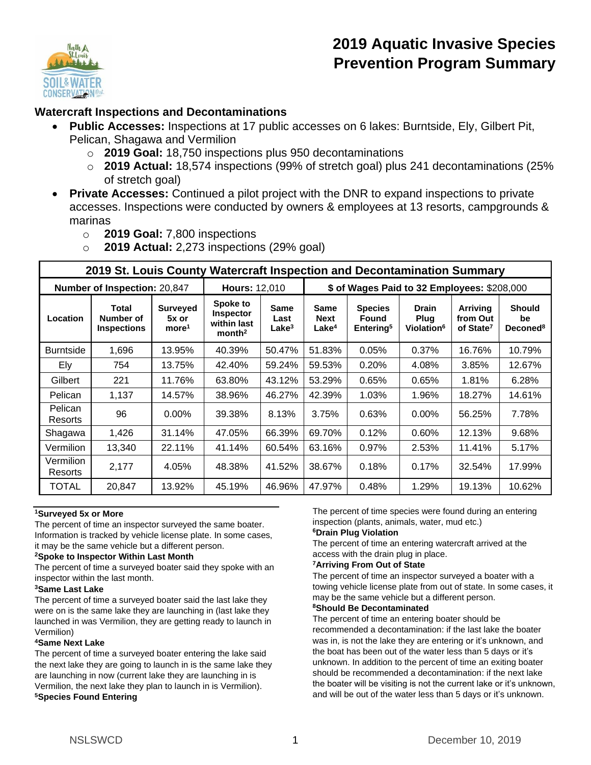# 2019 Aquatic Invasive Species Prevention Program Summary

## Watercraft Inspections and Decontaminations

- **Public Accesses:** Inspections at 17 public accesses on 6 lakes: Burntside, Ely, Gilbert Pit, Pelican, Shagawa and Vermilion
  - **2019 Goal:** 18,750 inspections plus 950 decontaminations
  - **2019 Actual:** 18,574 inspections (99% of stretch goal) plus 241 decontaminations (25% of stretch goal)
- **Private Accesses:** Continued a pilot project with the DNR to expand inspections to private accesses. Inspections were conducted by owners & employees at 13 resorts, campgrounds & marinas
  - **2019 Goal:** 7,800 inspections
  - **2019 Actual:** 2,273 inspections (29% goal)

| 2019 St. Louis County Watercraft Inspection and Decontamination Summary | | | | | | | | | |
|---|---|---|---|---|---|---|---|---|---|
| **Number of Inspection:** 20,847 | | | **Hours:** 12,010 | | **$ of Wages Paid to 32 Employees:** $208,000 | | | | |
| **Location** | **Total Number of Inspections** | **Surveyed 5x or more[1]** | **Spoke to Inspector within last month[2]** | **Same Last Lake[3]** | **Same Next Lake[4]** | **Species Found Entering[5]** | **Drain Plug Violation[6]** | **Arriving from Out of State[7]** | **Should be Deconed[8]** |
| Burntside | 1,696 | 13.95% | 40.39% | 50.47% | 51.83% | 0.05% | 0.37% | 16.76% | 10.79% |
| Ely | 754 | 13.75% | 42.40% | 59.24% | 59.53% | 0.20% | 4.08% | 3.85% | 12.67% |
| Gilbert | 221 | 11.76% | 63.80% | 43.12% | 53.29% | 0.65% | 0.65% | 1.81% | 6.28% |
| Pelican | 1,137 | 14.57% | 38.96% | 46.27% | 42.39% | 1.03% | 1.96% | 18.27% | 14.61% |
| Pelican Resorts | 96 | 0.00% | 39.38% | 8.13% | 3.75% | 0.63% | 0.00% | 56.25% | 7.78% |
| Shagawa | 1,426 | 31.14% | 47.05% | 66.39% | 69.70% | 0.12% | 0.60% | 12.13% | 9.68% |
| Vermilion | 13,340 | 22.11% | 41.14% | 60.54% | 63.16% | 0.97% | 2.53% | 11.41% | 5.17% |
| Vermilion Resorts | 2,177 | 4.05% | 48.38% | 41.52% | 38.67% | 0.18% | 0.17% | 32.54% | 17.99% |
| TOTAL | 20,847 | 13.92% | 45.19% | 46.96% | 47.97% | 0.48% | 1.29% | 19.13% | 10.62% |

**[1]Surveyed 5x or More**
The percent of time an inspector surveyed the same boater. Information is tracked by vehicle license plate. In some cases, it may be the same vehicle but a different person.

**[2]Spoke to Inspector Within Last Month**
The percent of time a surveyed boater said they spoke with an inspector within the last month.

**[3]Same Last Lake**
The percent of time a surveyed boater said the last lake they were on is the same lake they are launching in (last lake they launched in was Vermilion, they are getting ready to launch in Vermilion)

**[4]Same Next Lake**
The percent of time a surveyed boater entering the lake said the next lake they are going to launch in is the same lake they are launching in now (current lake they are launching in is Vermilion, the next lake they plan to launch in is Vermilion).

**[5]Species Found Entering**
The percent of time species were found during an entering inspection (plants, animals, water, mud etc.)

**[6]Drain Plug Violation**
The percent of time an entering watercraft arrived at the access with the drain plug in place.

**[7]Arriving From Out of State**
The percent of time an inspector surveyed a boater with a towing vehicle license plate from out of state. In some cases, it may be the same vehicle but a different person.

**[8]Should Be Decontaminated**
The percent of time an entering boater should be recommended a decontamination: if the last lake the boater was in, is not the lake they are entering or it's unknown, and the boat has been out of the water less than 5 days or it's unknown. In addition to the percent of time an exiting boater should be recommended a decontamination: if the next lake the boater will be visiting is not the current lake or it's unknown, and will be out of the water less than 5 days or it's unknown.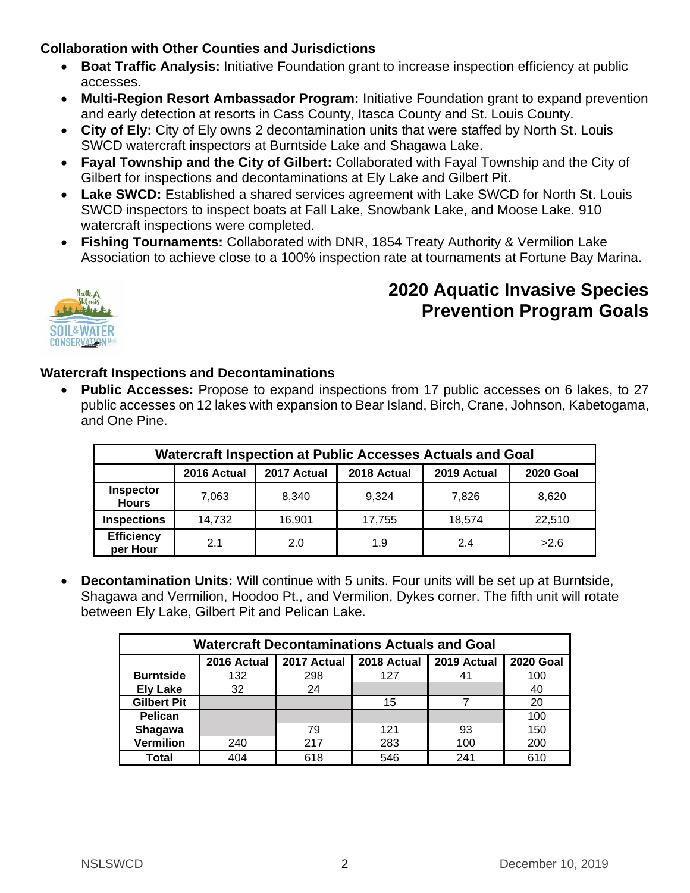### Collaboration with Other Counties and Jurisdictions

- **Boat Traffic Analysis:** Initiative Foundation grant to increase inspection efficiency at public accesses.
- **Multi-Region Resort Ambassador Program:** Initiative Foundation grant to expand prevention and early detection at resorts in Cass County, Itasca County and St. Louis County.
- **City of Ely:** City of Ely owns 2 decontamination units that were staffed by North St. Louis SWCD watercraft inspectors at Burntside Lake and Shagawa Lake.
- **Fayal Township and the City of Gilbert:** Collaborated with Fayal Township and the City of Gilbert for inspections and decontaminations at Ely Lake and Gilbert Pit.
- **Lake SWCD:** Established a shared services agreement with Lake SWCD for North St. Louis SWCD inspectors to inspect boats at Fall Lake, Snowbank Lake, and Moose Lake. 910 watercraft inspections were completed.
- **Fishing Tournaments:** Collaborated with DNR, 1854 Treaty Authority & Vermilion Lake Association to achieve close to a 100% inspection rate at tournaments at Fortune Bay Marina.

## 2020 Aquatic Invasive Species Prevention Program Goals

### Watercraft Inspections and Decontaminations

- **Public Accesses:** Propose to expand inspections from 17 public accesses on 6 lakes, to 27 public accesses on 12 lakes with expansion to Bear Island, Birch, Crane, Johnson, Kabetogama, and One Pine.

| Watercraft Inspection at Public Accesses Actuals and Goal | | | | | |
|---|---|---|---|---|---|
| | 2016 Actual | 2017 Actual | 2018 Actual | 2019 Actual | 2020 Goal |
| **Inspector Hours** | 7,063 | 8,340 | 9,324 | 7,826 | 8,620 |
| **Inspections** | 14,732 | 16,901 | 17,755 | 18,574 | 22,510 |
| **Efficiency per Hour** | 2.1 | 2.0 | 1.9 | 2.4 | >2.6 |

- **Decontamination Units:** Will continue with 5 units. Four units will be set up at Burntside, Shagawa and Vermilion, Hoodoo Pt., and Vermilion, Dykes corner. The fifth unit will rotate between Ely Lake, Gilbert Pit and Pelican Lake.

| Watercraft Decontaminations Actuals and Goal | | | | | |
|---|---|---|---|---|---|
| | 2016 Actual | 2017 Actual | 2018 Actual | 2019 Actual | 2020 Goal |
| **Burntside** | 132 | 298 | 127 | 41 | 100 |
| **Ely Lake** | 32 | 24 | | | 40 |
| **Gilbert Pit** | | | 15 | 7 | 20 |
| **Pelican** | | | | | 100 |
| **Shagawa** | | 79 | 121 | 93 | 150 |
| **Vermilion** | 240 | 217 | 283 | 100 | 200 |
| **Total** | 404 | 618 | 546 | 241 | 610 |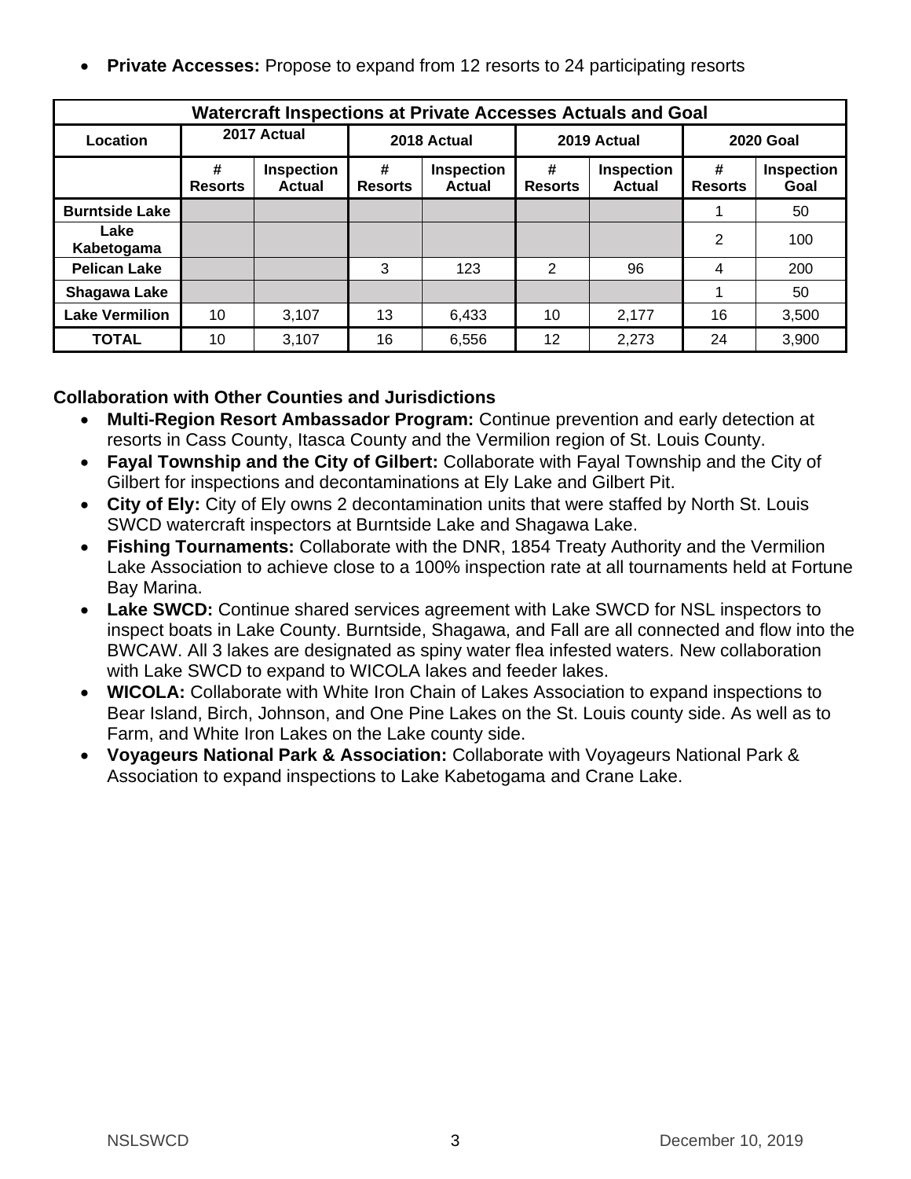- **Private Accesses:** Propose to expand from 12 resorts to 24 participating resorts

| Watercraft Inspections at Private Accesses Actuals and Goal | | | | | | | | |
|---|---|---|---|---|---|---|---|---|
| Location | 2017 Actual | | 2018 Actual | | 2019 Actual | | 2020 Goal | |
| | # Resorts | Inspection Actual | # Resorts | Inspection Actual | # Resorts | Inspection Actual | # Resorts | Inspection Goal |
| Burntside Lake | | | | | | | 1 | 50 |
| Lake Kabetogama | | | | | | | 2 | 100 |
| Pelican Lake | | | 3 | 123 | 2 | 96 | 4 | 200 |
| Shagawa Lake | | | | | | | 1 | 50 |
| Lake Vermilion | 10 | 3,107 | 13 | 6,433 | 10 | 2,177 | 16 | 3,500 |
| TOTAL | 10 | 3,107 | 16 | 6,556 | 12 | 2,273 | 24 | 3,900 |

**Collaboration with Other Counties and Jurisdictions**

- **Multi-Region Resort Ambassador Program:** Continue prevention and early detection at resorts in Cass County, Itasca County and the Vermilion region of St. Louis County.
- **Fayal Township and the City of Gilbert:** Collaborate with Fayal Township and the City of Gilbert for inspections and decontaminations at Ely Lake and Gilbert Pit.
- **City of Ely:** City of Ely owns 2 decontamination units that were staffed by North St. Louis SWCD watercraft inspectors at Burntside Lake and Shagawa Lake.
- **Fishing Tournaments:** Collaborate with the DNR, 1854 Treaty Authority and the Vermilion Lake Association to achieve close to a 100% inspection rate at all tournaments held at Fortune Bay Marina.
- **Lake SWCD:** Continue shared services agreement with Lake SWCD for NSL inspectors to inspect boats in Lake County. Burntside, Shagawa, and Fall are all connected and flow into the BWCAW. All 3 lakes are designated as spiny water flea infested waters. New collaboration with Lake SWCD to expand to WICOLA lakes and feeder lakes.
- **WICOLA:** Collaborate with White Iron Chain of Lakes Association to expand inspections to Bear Island, Birch, Johnson, and One Pine Lakes on the St. Louis county side. As well as to Farm, and White Iron Lakes on the Lake county side.
- **Voyageurs National Park & Association:** Collaborate with Voyageurs National Park & Association to expand inspections to Lake Kabetogama and Crane Lake.